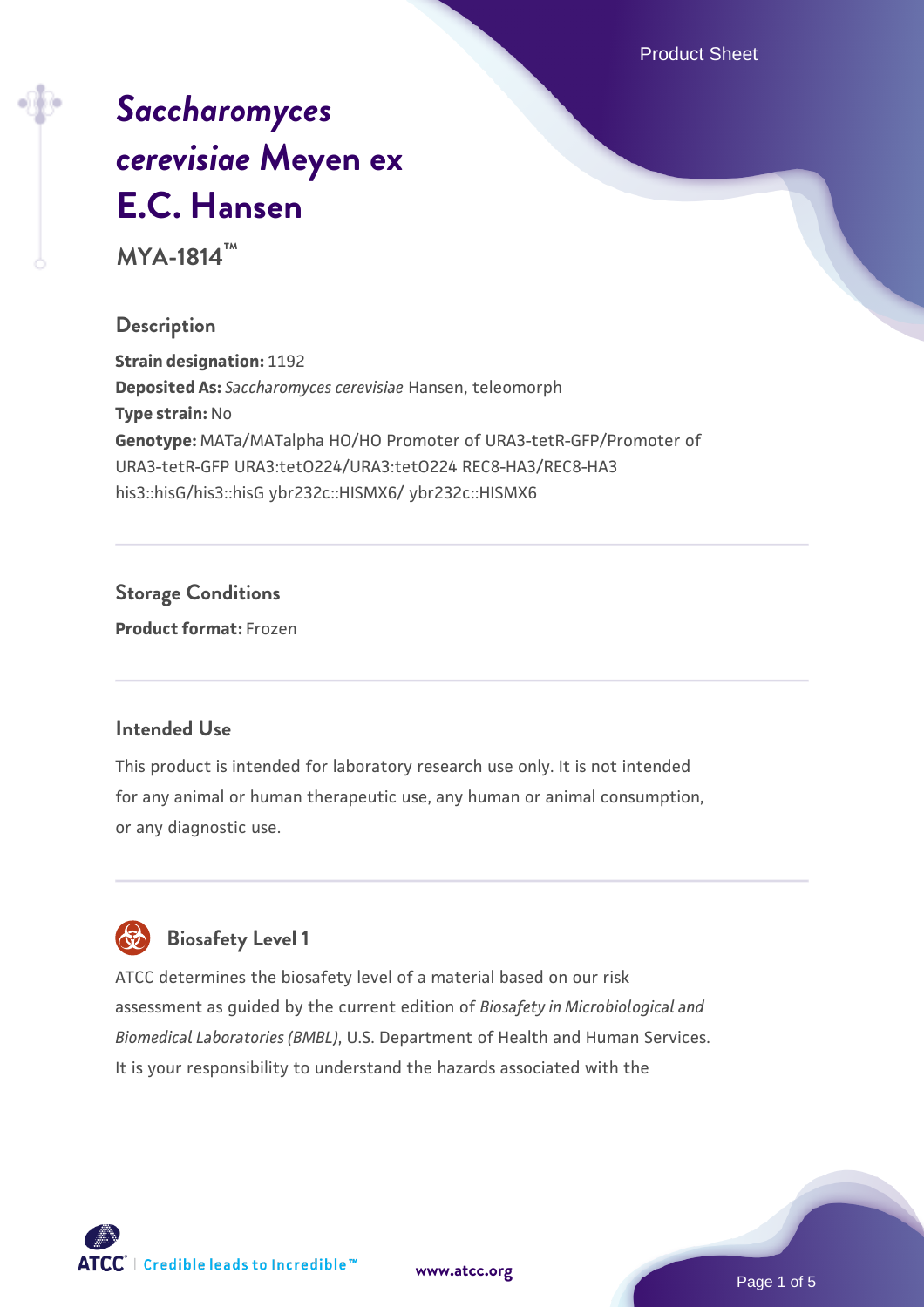# *Saccharomyces cerevisiae* Meyen ex E.C. Hansen

**MYA-1814™**

## Description

**Strain designation:** 1192
**Deposited As:** *Saccharomyces cerevisiae* Hansen, teleomorph
**Type strain:** No
**Genotype:** MATa/MATalpha HO/HO Promoter of URA3-tetR-GFP/Promoter of URA3-tetR-GFP URA3:tetO224/URA3:tetO224 REC8-HA3/REC8-HA3 his3::hisG/his3::hisG ybr232c::HISMX6/ ybr232c::HISMX6

## Storage Conditions

**Product format:** Frozen

## Intended Use

This product is intended for laboratory research use only. It is not intended for any animal or human therapeutic use, any human or animal consumption, or any diagnostic use.

## Biosafety Level 1

ATCC determines the biosafety level of a material based on our risk assessment as guided by the current edition of *Biosafety in Microbiological and Biomedical Laboratories (BMBL)*, U.S. Department of Health and Human Services. It is your responsibility to understand the hazards associated with the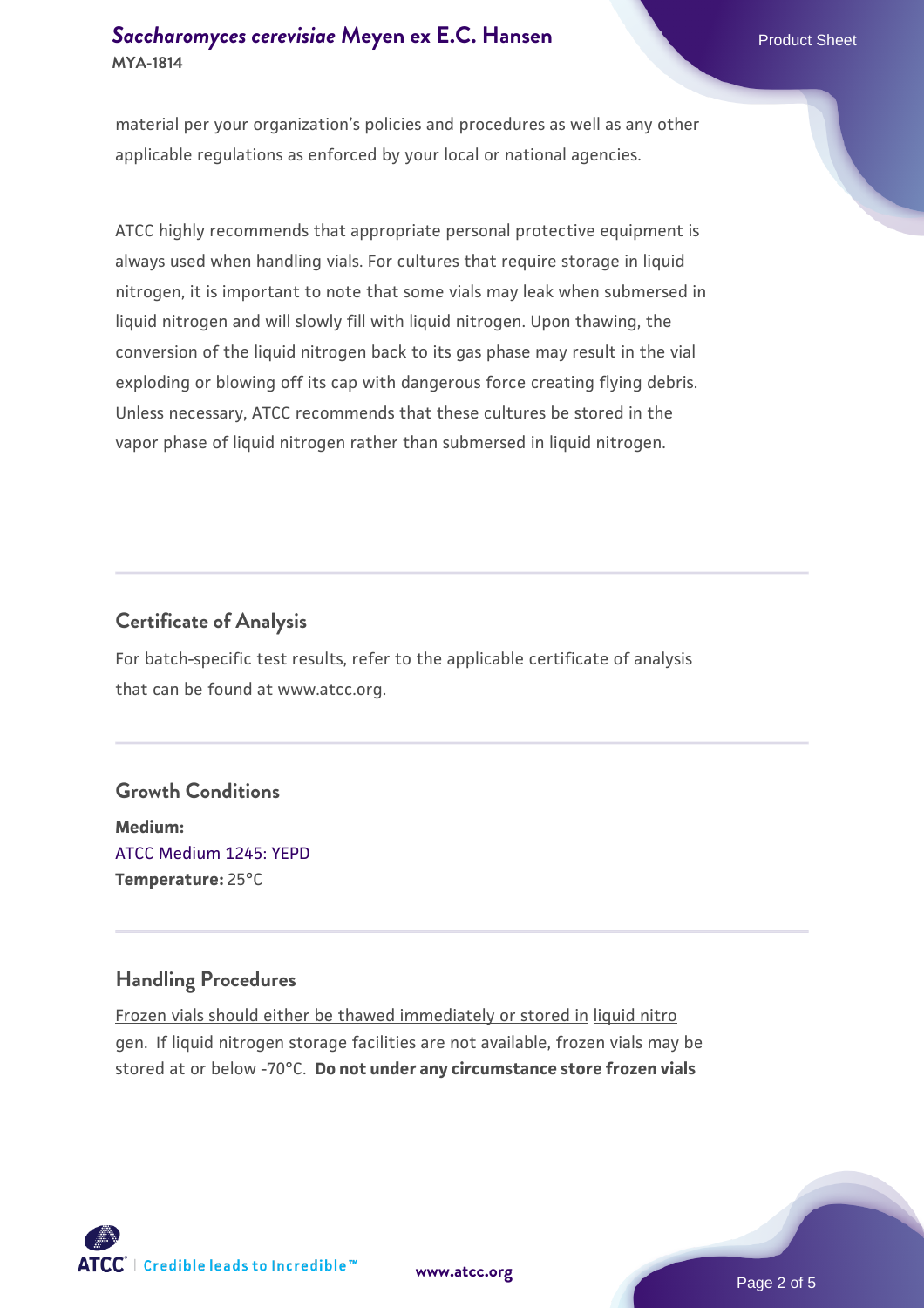material per your organization's policies and procedures as well as any other applicable regulations as enforced by your local or national agencies.

ATCC highly recommends that appropriate personal protective equipment is always used when handling vials. For cultures that require storage in liquid nitrogen, it is important to note that some vials may leak when submersed in liquid nitrogen and will slowly fill with liquid nitrogen. Upon thawing, the conversion of the liquid nitrogen back to its gas phase may result in the vial exploding or blowing off its cap with dangerous force creating flying debris. Unless necessary, ATCC recommends that these cultures be stored in the vapor phase of liquid nitrogen rather than submersed in liquid nitrogen.

## Certificate of Analysis

For batch-specific test results, refer to the applicable certificate of analysis that can be found at www.atcc.org.

## Growth Conditions

**Medium:**
ATCC Medium 1245: YEPD
**Temperature:** 25°C

## Handling Procedures

Frozen vials should either be thawed immediately or stored in liquid nitrogen. If liquid nitrogen storage facilities are not available, frozen vials may be stored at or below -70°C. **Do not under any circumstance store frozen vials**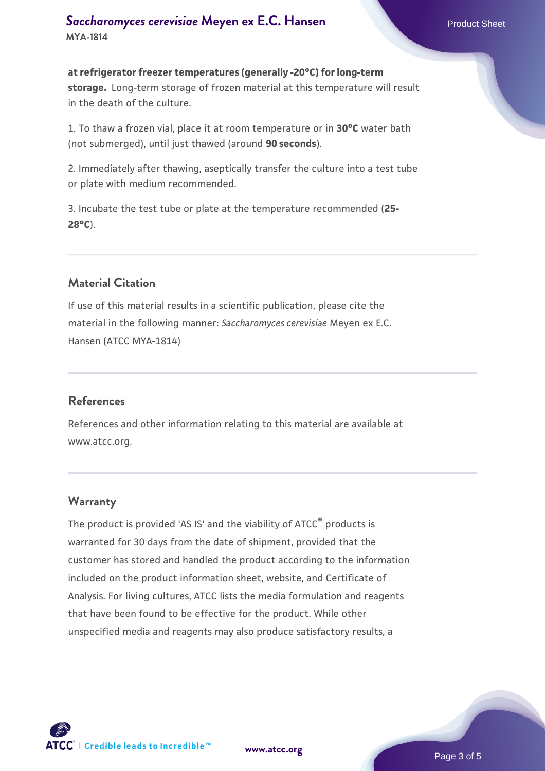**at refrigerator freezer temperatures (generally -20°C) for long-term storage.** Long-term storage of frozen material at this temperature will result in the death of the culture.

1. To thaw a frozen vial, place it at room temperature or in **30°C** water bath (not submerged), until just thawed (around **90 seconds**).

2. Immediately after thawing, aseptically transfer the culture into a test tube or plate with medium recommended.

3. Incubate the test tube or plate at the temperature recommended (**25-28°C**).

## Material Citation

If use of this material results in a scientific publication, please cite the material in the following manner: *Saccharomyces cerevisiae* Meyen ex E.C. Hansen (ATCC MYA-1814)

## References

References and other information relating to this material are available at www.atcc.org.

## Warranty

The product is provided 'AS IS' and the viability of ATCC® products is warranted for 30 days from the date of shipment, provided that the customer has stored and handled the product according to the information included on the product information sheet, website, and Certificate of Analysis. For living cultures, ATCC lists the media formulation and reagents that have been found to be effective for the product. While other unspecified media and reagents may also produce satisfactory results, a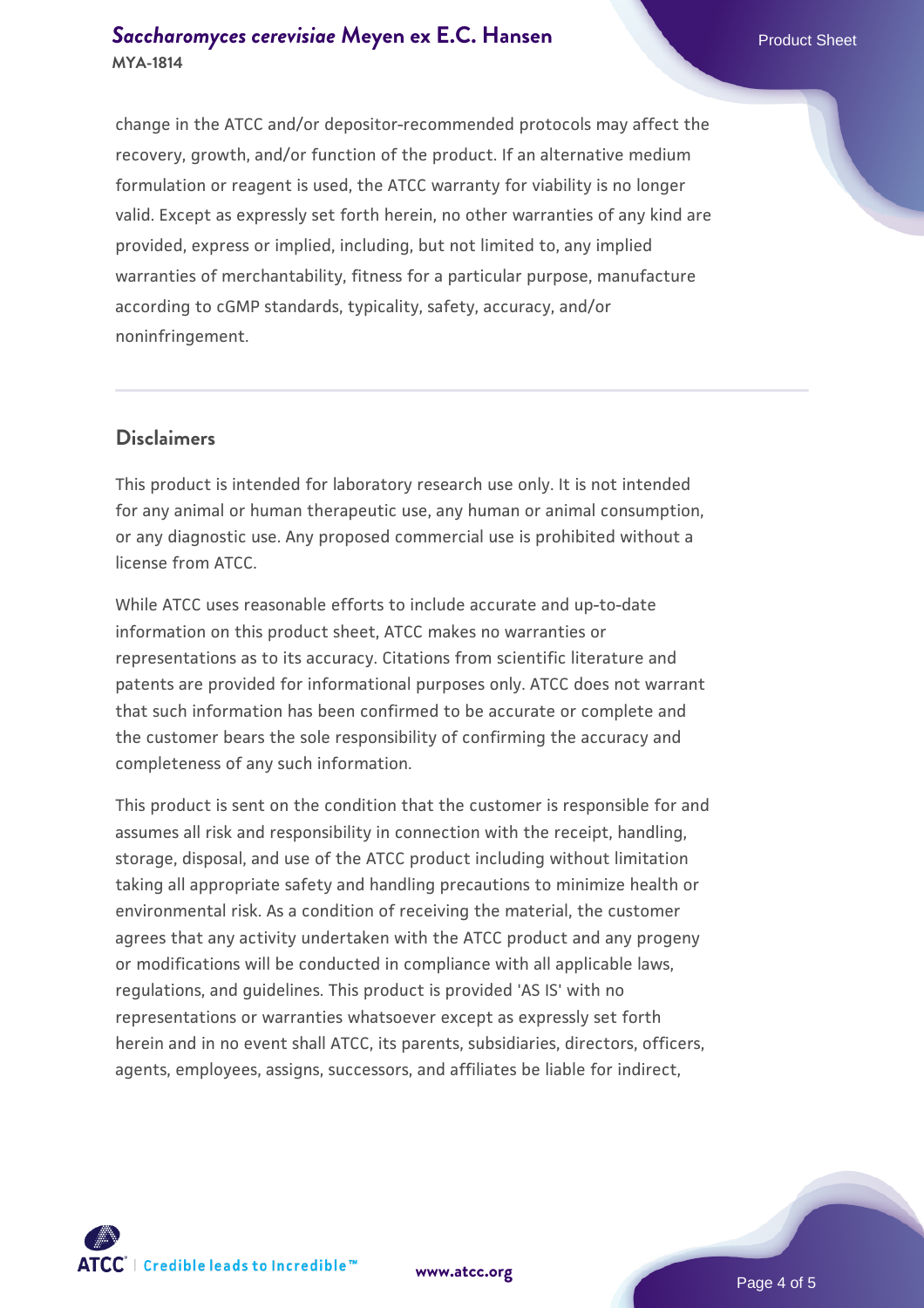change in the ATCC and/or depositor-recommended protocols may affect the recovery, growth, and/or function of the product. If an alternative medium formulation or reagent is used, the ATCC warranty for viability is no longer valid. Except as expressly set forth herein, no other warranties of any kind are provided, express or implied, including, but not limited to, any implied warranties of merchantability, fitness for a particular purpose, manufacture according to cGMP standards, typicality, safety, accuracy, and/or noninfringement.

## Disclaimers

This product is intended for laboratory research use only. It is not intended for any animal or human therapeutic use, any human or animal consumption, or any diagnostic use. Any proposed commercial use is prohibited without a license from ATCC.

While ATCC uses reasonable efforts to include accurate and up-to-date information on this product sheet, ATCC makes no warranties or representations as to its accuracy. Citations from scientific literature and patents are provided for informational purposes only. ATCC does not warrant that such information has been confirmed to be accurate or complete and the customer bears the sole responsibility of confirming the accuracy and completeness of any such information.

This product is sent on the condition that the customer is responsible for and assumes all risk and responsibility in connection with the receipt, handling, storage, disposal, and use of the ATCC product including without limitation taking all appropriate safety and handling precautions to minimize health or environmental risk. As a condition of receiving the material, the customer agrees that any activity undertaken with the ATCC product and any progeny or modifications will be conducted in compliance with all applicable laws, regulations, and guidelines. This product is provided 'AS IS' with no representations or warranties whatsoever except as expressly set forth herein and in no event shall ATCC, its parents, subsidiaries, directors, officers, agents, employees, assigns, successors, and affiliates be liable for indirect,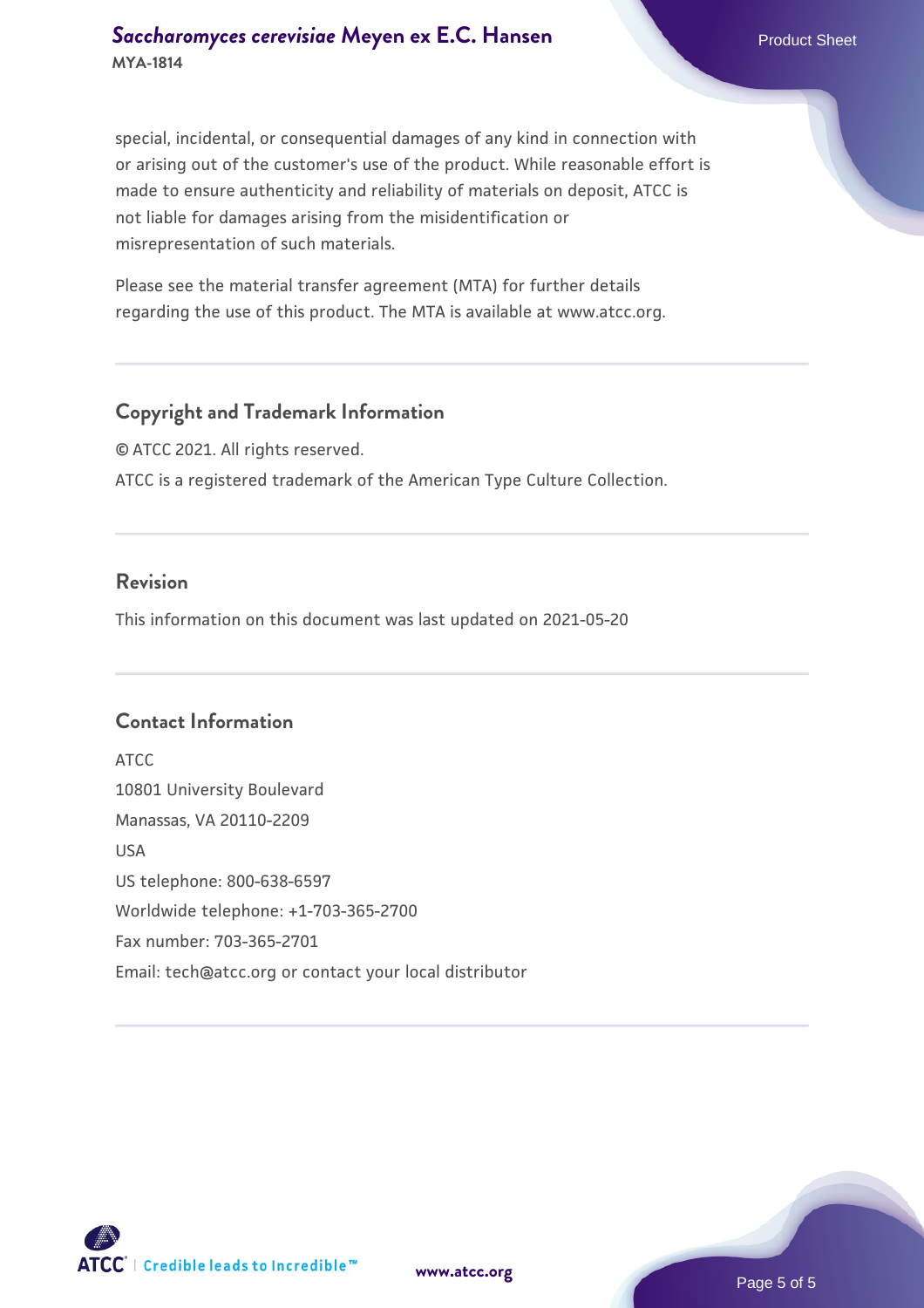special, incidental, or consequential damages of any kind in connection with or arising out of the customer's use of the product. While reasonable effort is made to ensure authenticity and reliability of materials on deposit, ATCC is not liable for damages arising from the misidentification or misrepresentation of such materials.

Please see the material transfer agreement (MTA) for further details regarding the use of this product. The MTA is available at www.atcc.org.

## Copyright and Trademark Information

© ATCC 2021. All rights reserved.

ATCC is a registered trademark of the American Type Culture Collection.

## Revision

This information on this document was last updated on 2021-05-20

## Contact Information

ATCC
10801 University Boulevard
Manassas, VA 20110-2209
USA
US telephone: 800-638-6597
Worldwide telephone: +1-703-365-2700
Fax number: 703-365-2701
Email: tech@atcc.org or contact your local distributor